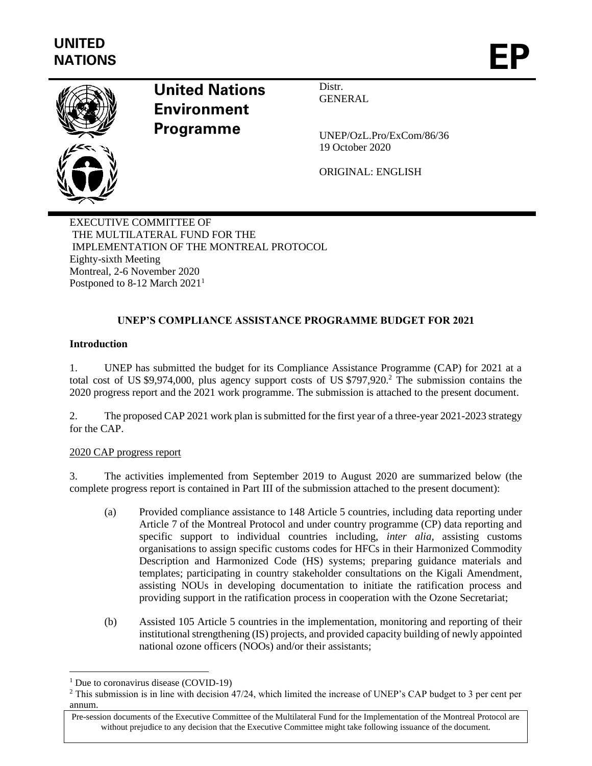UNITED NATIONS

# EP

**United Nations Environment Programme**

Distr.
GENERAL

UNEP/OzL.Pro/ExCom/86/36
19 October 2020

ORIGINAL: ENGLISH

EXECUTIVE COMMITTEE OF
THE MULTILATERAL FUND FOR THE
IMPLEMENTATION OF THE MONTREAL PROTOCOL
Eighty-sixth Meeting
Montreal, 2-6 November 2020
Postponed to 8-12 March 2021[1]

## UNEP'S COMPLIANCE ASSISTANCE PROGRAMME BUDGET FOR 2021

### Introduction

1. UNEP has submitted the budget for its Compliance Assistance Programme (CAP) for 2021 at a total cost of US $9,974,000, plus agency support costs of US $797,920.[2] The submission contains the 2020 progress report and the 2021 work programme. The submission is attached to the present document.

2. The proposed CAP 2021 work plan is submitted for the first year of a three-year 2021-2023 strategy for the CAP.

2020 CAP progress report

3. The activities implemented from September 2019 to August 2020 are summarized below (the complete progress report is contained in Part III of the submission attached to the present document):

(a) Provided compliance assistance to 148 Article 5 countries, including data reporting under Article 7 of the Montreal Protocol and under country programme (CP) data reporting and specific support to individual countries including, *inter alia*, assisting customs organisations to assign specific customs codes for HFCs in their Harmonized Commodity Description and Harmonized Code (HS) systems; preparing guidance materials and templates; participating in country stakeholder consultations on the Kigali Amendment, assisting NOUs in developing documentation to initiate the ratification process and providing support in the ratification process in cooperation with the Ozone Secretariat;

(b) Assisted 105 Article 5 countries in the implementation, monitoring and reporting of their institutional strengthening (IS) projects, and provided capacity building of newly appointed national ozone officers (NOOs) and/or their assistants;

[1] Due to coronavirus disease (COVID-19)

[2] This submission is in line with decision 47/24, which limited the increase of UNEP's CAP budget to 3 per cent per annum.

Pre-session documents of the Executive Committee of the Multilateral Fund for the Implementation of the Montreal Protocol are without prejudice to any decision that the Executive Committee might take following issuance of the document.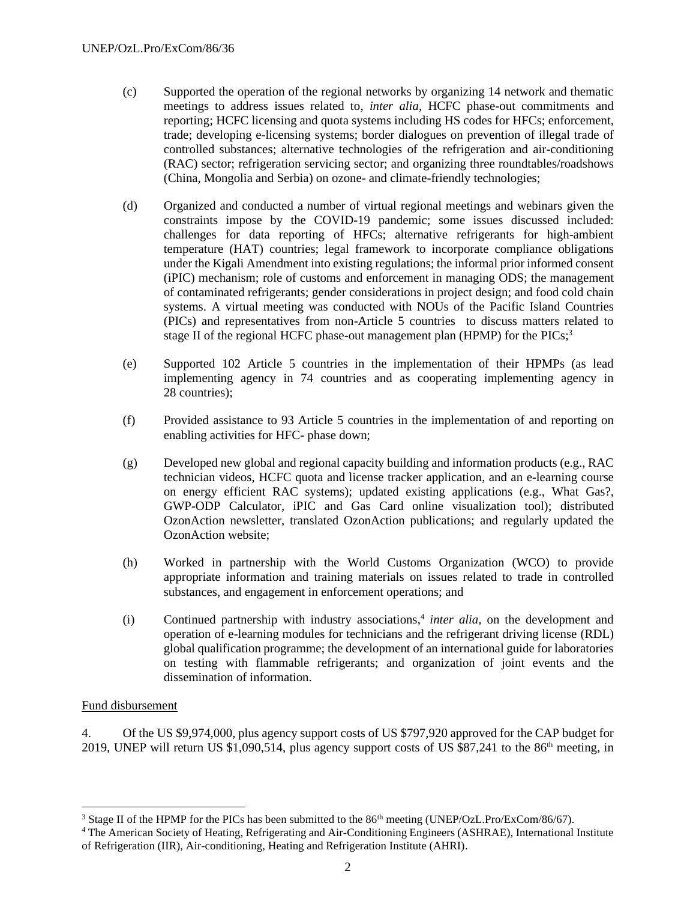(c) Supported the operation of the regional networks by organizing 14 network and thematic meetings to address issues related to, *inter alia*, HCFC phase-out commitments and reporting; HCFC licensing and quota systems including HS codes for HFCs; enforcement, trade; developing e-licensing systems; border dialogues on prevention of illegal trade of controlled substances; alternative technologies of the refrigeration and air-conditioning (RAC) sector; refrigeration servicing sector; and organizing three roundtables/roadshows (China, Mongolia and Serbia) on ozone- and climate-friendly technologies;

(d) Organized and conducted a number of virtual regional meetings and webinars given the constraints impose by the COVID-19 pandemic; some issues discussed included: challenges for data reporting of HFCs; alternative refrigerants for high-ambient temperature (HAT) countries; legal framework to incorporate compliance obligations under the Kigali Amendment into existing regulations; the informal prior informed consent (iPIC) mechanism; role of customs and enforcement in managing ODS; the management of contaminated refrigerants; gender considerations in project design; and food cold chain systems. A virtual meeting was conducted with NOUs of the Pacific Island Countries (PICs) and representatives from non-Article 5 countries to discuss matters related to stage II of the regional HCFC phase-out management plan (HPMP) for the PICs;[3]

(e) Supported 102 Article 5 countries in the implementation of their HPMPs (as lead implementing agency in 74 countries and as cooperating implementing agency in 28 countries);

(f) Provided assistance to 93 Article 5 countries in the implementation of and reporting on enabling activities for HFC- phase down;

(g) Developed new global and regional capacity building and information products (e.g., RAC technician videos, HCFC quota and license tracker application, and an e-learning course on energy efficient RAC systems); updated existing applications (e.g., What Gas?, GWP-ODP Calculator, iPIC and Gas Card online visualization tool); distributed OzonAction newsletter, translated OzonAction publications; and regularly updated the OzonAction website;

(h) Worked in partnership with the World Customs Organization (WCO) to provide appropriate information and training materials on issues related to trade in controlled substances, and engagement in enforcement operations; and

(i) Continued partnership with industry associations,[4] *inter alia,* on the development and operation of e-learning modules for technicians and the refrigerant driving license (RDL) global qualification programme; the development of an international guide for laboratories on testing with flammable refrigerants; and organization of joint events and the dissemination of information.

Fund disbursement

4. Of the US $9,974,000, plus agency support costs of US $797,920 approved for the CAP budget for 2019, UNEP will return US $1,090,514, plus agency support costs of US $87,241 to the 86th meeting, in

---

[3] Stage II of the HPMP for the PICs has been submitted to the 86th meeting (UNEP/OzL.Pro/ExCom/86/67).

[4] The American Society of Heating, Refrigerating and Air-Conditioning Engineers (ASHRAE), International Institute of Refrigeration (IIR), Air-conditioning, Heating and Refrigeration Institute (AHRI).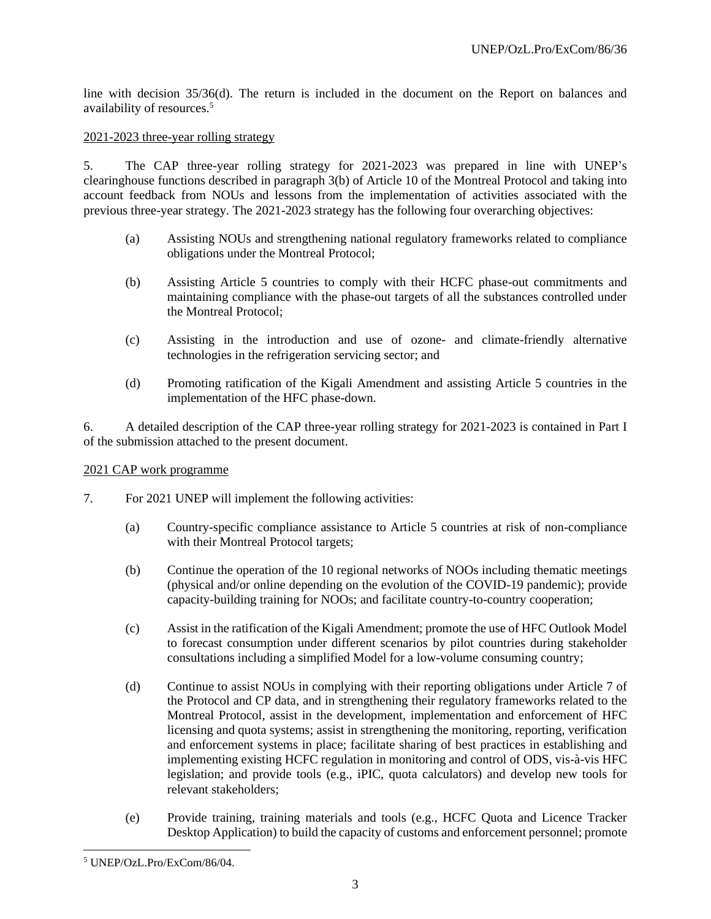line with decision 35/36(d). The return is included in the document on the Report on balances and availability of resources.[5]

2021-2023 three-year rolling strategy

5. The CAP three-year rolling strategy for 2021-2023 was prepared in line with UNEP's clearinghouse functions described in paragraph 3(b) of Article 10 of the Montreal Protocol and taking into account feedback from NOUs and lessons from the implementation of activities associated with the previous three-year strategy. The 2021-2023 strategy has the following four overarching objectives:

(a) Assisting NOUs and strengthening national regulatory frameworks related to compliance obligations under the Montreal Protocol;

(b) Assisting Article 5 countries to comply with their HCFC phase-out commitments and maintaining compliance with the phase-out targets of all the substances controlled under the Montreal Protocol;

(c) Assisting in the introduction and use of ozone- and climate-friendly alternative technologies in the refrigeration servicing sector; and

(d) Promoting ratification of the Kigali Amendment and assisting Article 5 countries in the implementation of the HFC phase-down.

6. A detailed description of the CAP three-year rolling strategy for 2021-2023 is contained in Part I of the submission attached to the present document.

2021 CAP work programme

7. For 2021 UNEP will implement the following activities:

(a) Country-specific compliance assistance to Article 5 countries at risk of non-compliance with their Montreal Protocol targets;

(b) Continue the operation of the 10 regional networks of NOOs including thematic meetings (physical and/or online depending on the evolution of the COVID-19 pandemic); provide capacity-building training for NOOs; and facilitate country-to-country cooperation;

(c) Assist in the ratification of the Kigali Amendment; promote the use of HFC Outlook Model to forecast consumption under different scenarios by pilot countries during stakeholder consultations including a simplified Model for a low-volume consuming country;

(d) Continue to assist NOUs in complying with their reporting obligations under Article 7 of the Protocol and CP data, and in strengthening their regulatory frameworks related to the Montreal Protocol, assist in the development, implementation and enforcement of HFC licensing and quota systems; assist in strengthening the monitoring, reporting, verification and enforcement systems in place; facilitate sharing of best practices in establishing and implementing existing HCFC regulation in monitoring and control of ODS, vis-à-vis HFC legislation; and provide tools (e.g., iPIC, quota calculators) and develop new tools for relevant stakeholders;

(e) Provide training, training materials and tools (e.g., HCFC Quota and Licence Tracker Desktop Application) to build the capacity of customs and enforcement personnel; promote

[5] UNEP/OzL.Pro/ExCom/86/04.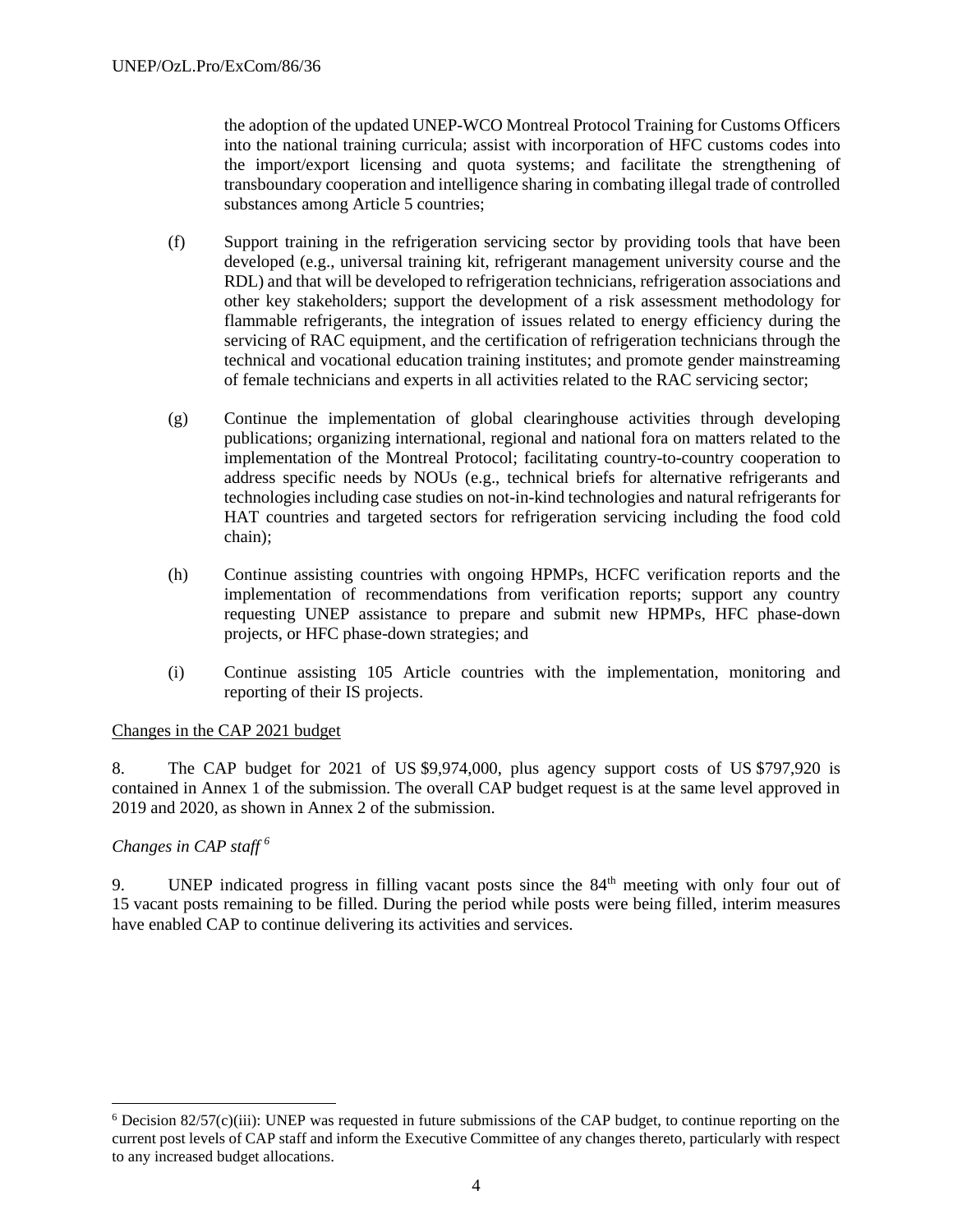the adoption of the updated UNEP-WCO Montreal Protocol Training for Customs Officers into the national training curricula; assist with incorporation of HFC customs codes into the import/export licensing and quota systems; and facilitate the strengthening of transboundary cooperation and intelligence sharing in combating illegal trade of controlled substances among Article 5 countries;

(f) Support training in the refrigeration servicing sector by providing tools that have been developed (e.g., universal training kit, refrigerant management university course and the RDL) and that will be developed to refrigeration technicians, refrigeration associations and other key stakeholders; support the development of a risk assessment methodology for flammable refrigerants, the integration of issues related to energy efficiency during the servicing of RAC equipment, and the certification of refrigeration technicians through the technical and vocational education training institutes; and promote gender mainstreaming of female technicians and experts in all activities related to the RAC servicing sector;

(g) Continue the implementation of global clearinghouse activities through developing publications; organizing international, regional and national fora on matters related to the implementation of the Montreal Protocol; facilitating country-to-country cooperation to address specific needs by NOUs (e.g., technical briefs for alternative refrigerants and technologies including case studies on not-in-kind technologies and natural refrigerants for HAT countries and targeted sectors for refrigeration servicing including the food cold chain);

(h) Continue assisting countries with ongoing HPMPs, HCFC verification reports and the implementation of recommendations from verification reports; support any country requesting UNEP assistance to prepare and submit new HPMPs, HFC phase-down projects, or HFC phase-down strategies; and

(i) Continue assisting 105 Article countries with the implementation, monitoring and reporting of their IS projects.

<u>Changes in the CAP 2021 budget</u>

8. The CAP budget for 2021 of US $9,974,000, plus agency support costs of US $797,920 is contained in Annex 1 of the submission. The overall CAP budget request is at the same level approved in 2019 and 2020, as shown in Annex 2 of the submission.

*Changes in CAP staff* [6]

9. UNEP indicated progress in filling vacant posts since the 84th meeting with only four out of 15 vacant posts remaining to be filled. During the period while posts were being filled, interim measures have enabled CAP to continue delivering its activities and services.

---

[6] Decision 82/57(c)(iii): UNEP was requested in future submissions of the CAP budget, to continue reporting on the current post levels of CAP staff and inform the Executive Committee of any changes thereto, particularly with respect to any increased budget allocations.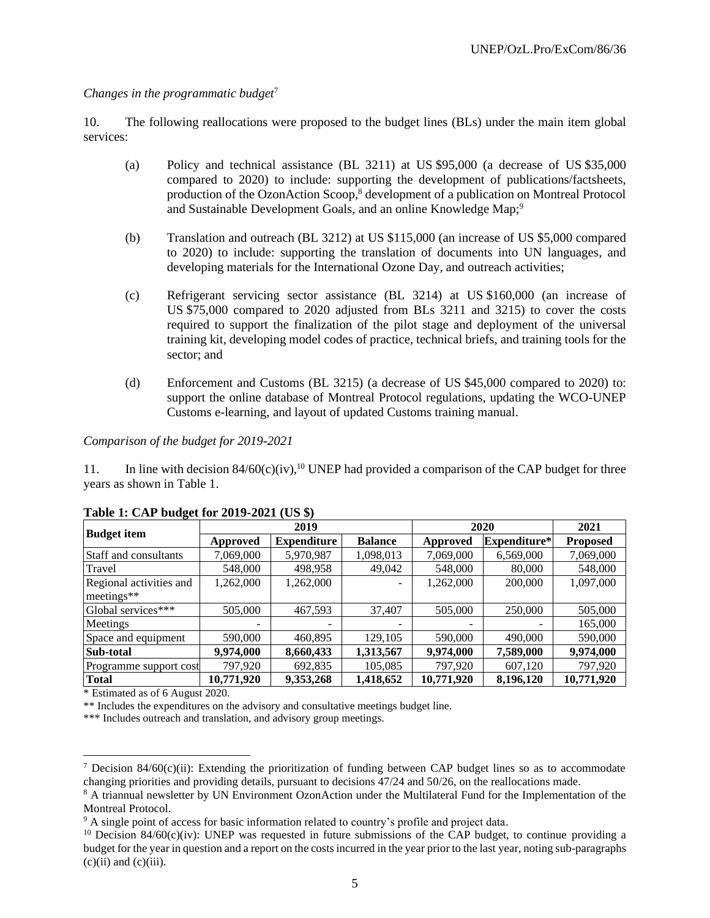*Changes in the programmatic budget*[7]

10. The following reallocations were proposed to the budget lines (BLs) under the main item global services:

(a) Policy and technical assistance (BL 3211) at US $95,000 (a decrease of US $35,000 compared to 2020) to include: supporting the development of publications/factsheets, production of the OzonAction Scoop,[8] development of a publication on Montreal Protocol and Sustainable Development Goals, and an online Knowledge Map;[9]

(b) Translation and outreach (BL 3212) at US $115,000 (an increase of US $5,000 compared to 2020) to include: supporting the translation of documents into UN languages, and developing materials for the International Ozone Day, and outreach activities;

(c) Refrigerant servicing sector assistance (BL 3214) at US $160,000 (an increase of US $75,000 compared to 2020 adjusted from BLs 3211 and 3215) to cover the costs required to support the finalization of the pilot stage and deployment of the universal training kit, developing model codes of practice, technical briefs, and training tools for the sector; and

(d) Enforcement and Customs (BL 3215) (a decrease of US $45,000 compared to 2020) to: support the online database of Montreal Protocol regulations, updating the WCO-UNEP Customs e-learning, and layout of updated Customs training manual.

*Comparison of the budget for 2019-2021*

11. In line with decision 84/60(c)(iv),[10] UNEP had provided a comparison of the CAP budget for three years as shown in Table 1.

**Table 1: CAP budget for 2019-2021 (US $)**

| Budget item | 2019 | | | 2020 | | 2021 |
|---|---|---|---|---|---|---|
| | Approved | Expenditure | Balance | Approved | Expenditure* | Proposed |
| Staff and consultants | 7,069,000 | 5,970,987 | 1,098,013 | 7,069,000 | 6,569,000 | 7,069,000 |
| Travel | 548,000 | 498,958 | 49,042 | 548,000 | 80,000 | 548,000 |
| Regional activities and meetings** | 1,262,000 | 1,262,000 | - | 1,262,000 | 200,000 | 1,097,000 |
| Global services*** | 505,000 | 467,593 | 37,407 | 505,000 | 250,000 | 505,000 |
| Meetings | - | - | - | - | - | 165,000 |
| Space and equipment | 590,000 | 460,895 | 129,105 | 590,000 | 490,000 | 590,000 |
| **Sub-total** | **9,974,000** | **8,660,433** | **1,313,567** | **9,974,000** | **7,589,000** | **9,974,000** |
| Programme support cost | 797,920 | 692,835 | 105,085 | 797,920 | 607,120 | 797,920 |
| **Total** | **10,771,920** | **9,353,268** | **1,418,652** | **10,771,920** | **8,196,120** | **10,771,920** |

\* Estimated as of 6 August 2020.

** Includes the expenditures on the advisory and consultative meetings budget line.

*** Includes outreach and translation, and advisory group meetings.

---

[7] Decision 84/60(c)(ii): Extending the prioritization of funding between CAP budget lines so as to accommodate changing priorities and providing details, pursuant to decisions 47/24 and 50/26, on the reallocations made.

[8] A triannual newsletter by UN Environment OzonAction under the Multilateral Fund for the Implementation of the Montreal Protocol.

[9] A single point of access for basic information related to country's profile and project data.

[10] Decision 84/60(c)(iv): UNEP was requested in future submissions of the CAP budget, to continue providing a budget for the year in question and a report on the costs incurred in the year prior to the last year, noting sub-paragraphs (c)(ii) and (c)(iii).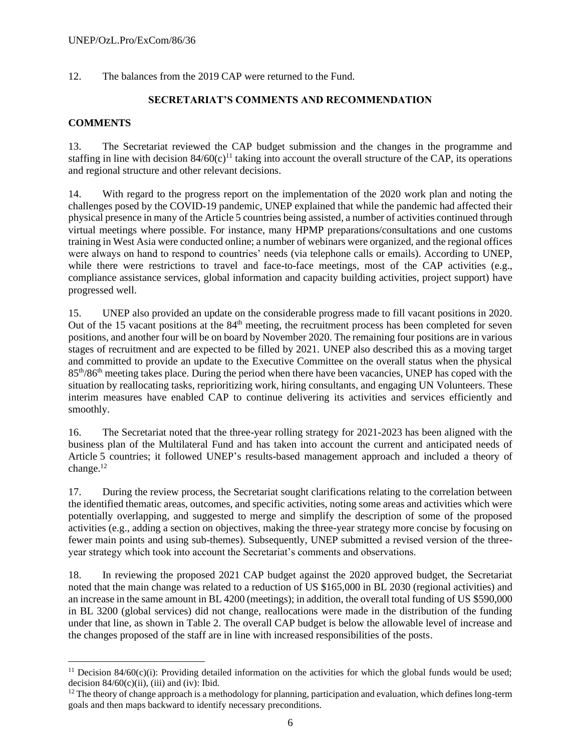12. The balances from the 2019 CAP were returned to the Fund.

## SECRETARIAT'S COMMENTS AND RECOMMENDATION

### COMMENTS

13. The Secretariat reviewed the CAP budget submission and the changes in the programme and staffing in line with decision 84/60(c)[11] taking into account the overall structure of the CAP, its operations and regional structure and other relevant decisions.

14. With regard to the progress report on the implementation of the 2020 work plan and noting the challenges posed by the COVID-19 pandemic, UNEP explained that while the pandemic had affected their physical presence in many of the Article 5 countries being assisted, a number of activities continued through virtual meetings where possible. For instance, many HPMP preparations/consultations and one customs training in West Asia were conducted online; a number of webinars were organized, and the regional offices were always on hand to respond to countries' needs (via telephone calls or emails). According to UNEP, while there were restrictions to travel and face-to-face meetings, most of the CAP activities (e.g., compliance assistance services, global information and capacity building activities, project support) have progressed well.

15. UNEP also provided an update on the considerable progress made to fill vacant positions in 2020. Out of the 15 vacant positions at the 84th meeting, the recruitment process has been completed for seven positions, and another four will be on board by November 2020. The remaining four positions are in various stages of recruitment and are expected to be filled by 2021. UNEP also described this as a moving target and committed to provide an update to the Executive Committee on the overall status when the physical 85th/86th meeting takes place. During the period when there have been vacancies, UNEP has coped with the situation by reallocating tasks, reprioritizing work, hiring consultants, and engaging UN Volunteers. These interim measures have enabled CAP to continue delivering its activities and services efficiently and smoothly.

16. The Secretariat noted that the three-year rolling strategy for 2021-2023 has been aligned with the business plan of the Multilateral Fund and has taken into account the current and anticipated needs of Article 5 countries; it followed UNEP's results-based management approach and included a theory of change.[12]

17. During the review process, the Secretariat sought clarifications relating to the correlation between the identified thematic areas, outcomes, and specific activities, noting some areas and activities which were potentially overlapping, and suggested to merge and simplify the description of some of the proposed activities (e.g., adding a section on objectives, making the three-year strategy more concise by focusing on fewer main points and using sub-themes). Subsequently, UNEP submitted a revised version of the three-year strategy which took into account the Secretariat's comments and observations.

18. In reviewing the proposed 2021 CAP budget against the 2020 approved budget, the Secretariat noted that the main change was related to a reduction of US $165,000 in BL 2030 (regional activities) and an increase in the same amount in BL 4200 (meetings); in addition, the overall total funding of US $590,000 in BL 3200 (global services) did not change, reallocations were made in the distribution of the funding under that line, as shown in Table 2. The overall CAP budget is below the allowable level of increase and the changes proposed of the staff are in line with increased responsibilities of the posts.

---

[11] Decision 84/60(c)(i): Providing detailed information on the activities for which the global funds would be used; decision 84/60(c)(ii), (iii) and (iv): Ibid.

[12] The theory of change approach is a methodology for planning, participation and evaluation, which defines long-term goals and then maps backward to identify necessary preconditions.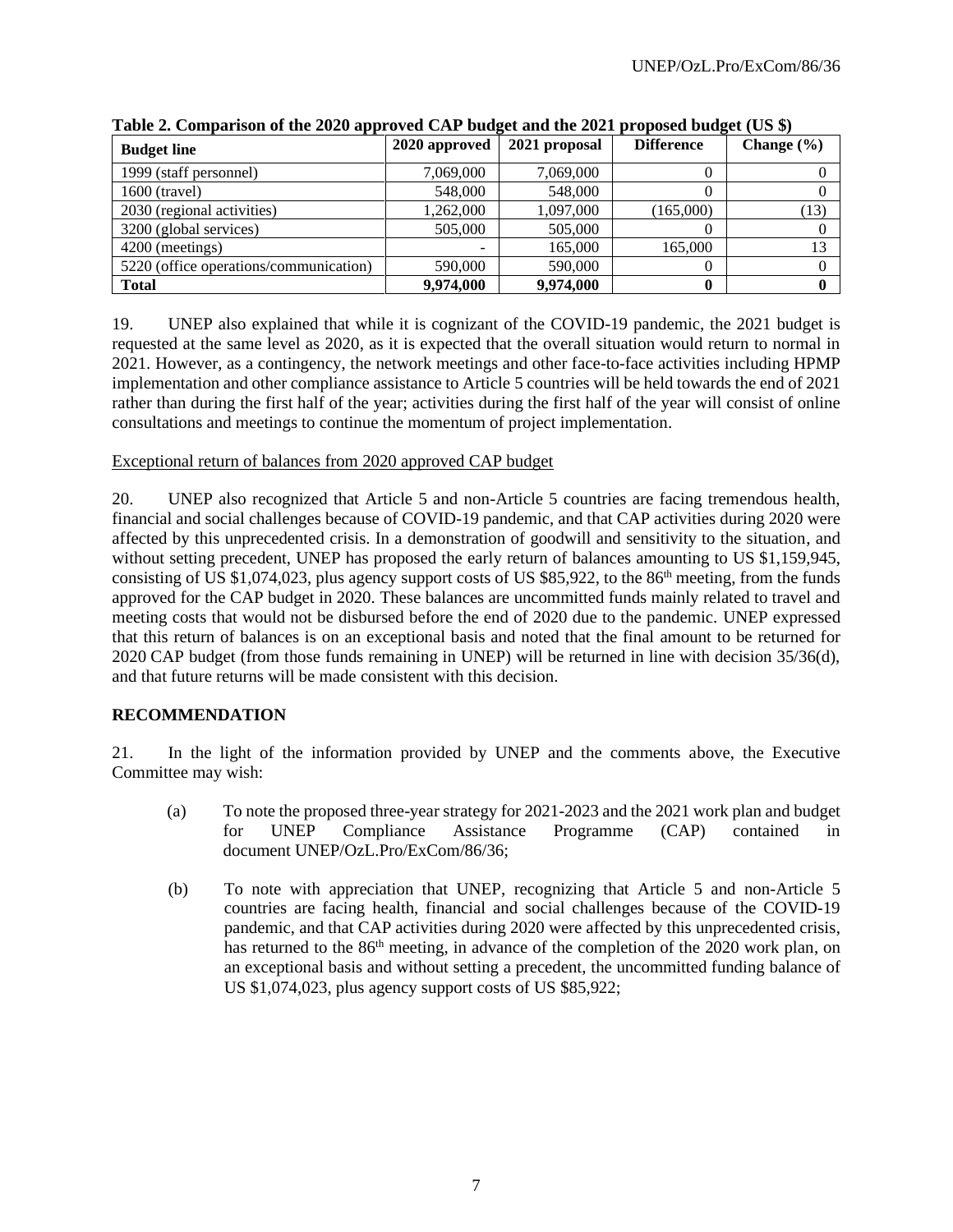**Table 2. Comparison of the 2020 approved CAP budget and the 2021 proposed budget (US $)**

| Budget line | 2020 approved | 2021 proposal | Difference | Change (%) |
|---|---|---|---|---|
| 1999 (staff personnel) | 7,069,000 | 7,069,000 | 0 | 0 |
| 1600 (travel) | 548,000 | 548,000 | 0 | 0 |
| 2030 (regional activities) | 1,262,000 | 1,097,000 | (165,000) | (13) |
| 3200 (global services) | 505,000 | 505,000 | 0 | 0 |
| 4200 (meetings) | - | 165,000 | 165,000 | 13 |
| 5220 (office operations/communication) | 590,000 | 590,000 | 0 | 0 |
| **Total** | **9,974,000** | **9,974,000** | **0** | **0** |

19. UNEP also explained that while it is cognizant of the COVID-19 pandemic, the 2021 budget is requested at the same level as 2020, as it is expected that the overall situation would return to normal in 2021. However, as a contingency, the network meetings and other face-to-face activities including HPMP implementation and other compliance assistance to Article 5 countries will be held towards the end of 2021 rather than during the first half of the year; activities during the first half of the year will consist of online consultations and meetings to continue the momentum of project implementation.

Exceptional return of balances from 2020 approved CAP budget

20. UNEP also recognized that Article 5 and non-Article 5 countries are facing tremendous health, financial and social challenges because of COVID-19 pandemic, and that CAP activities during 2020 were affected by this unprecedented crisis. In a demonstration of goodwill and sensitivity to the situation, and without setting precedent, UNEP has proposed the early return of balances amounting to US $1,159,945, consisting of US $1,074,023, plus agency support costs of US $85,922, to the 86th meeting, from the funds approved for the CAP budget in 2020. These balances are uncommitted funds mainly related to travel and meeting costs that would not be disbursed before the end of 2020 due to the pandemic. UNEP expressed that this return of balances is on an exceptional basis and noted that the final amount to be returned for 2020 CAP budget (from those funds remaining in UNEP) will be returned in line with decision 35/36(d), and that future returns will be made consistent with this decision.

**RECOMMENDATION**

21. In the light of the information provided by UNEP and the comments above, the Executive Committee may wish:

(a) To note the proposed three-year strategy for 2021-2023 and the 2021 work plan and budget for UNEP Compliance Assistance Programme (CAP) contained in document UNEP/OzL.Pro/ExCom/86/36;

(b) To note with appreciation that UNEP, recognizing that Article 5 and non-Article 5 countries are facing health, financial and social challenges because of the COVID-19 pandemic, and that CAP activities during 2020 were affected by this unprecedented crisis, has returned to the 86th meeting, in advance of the completion of the 2020 work plan, on an exceptional basis and without setting a precedent, the uncommitted funding balance of US $1,074,023, plus agency support costs of US $85,922;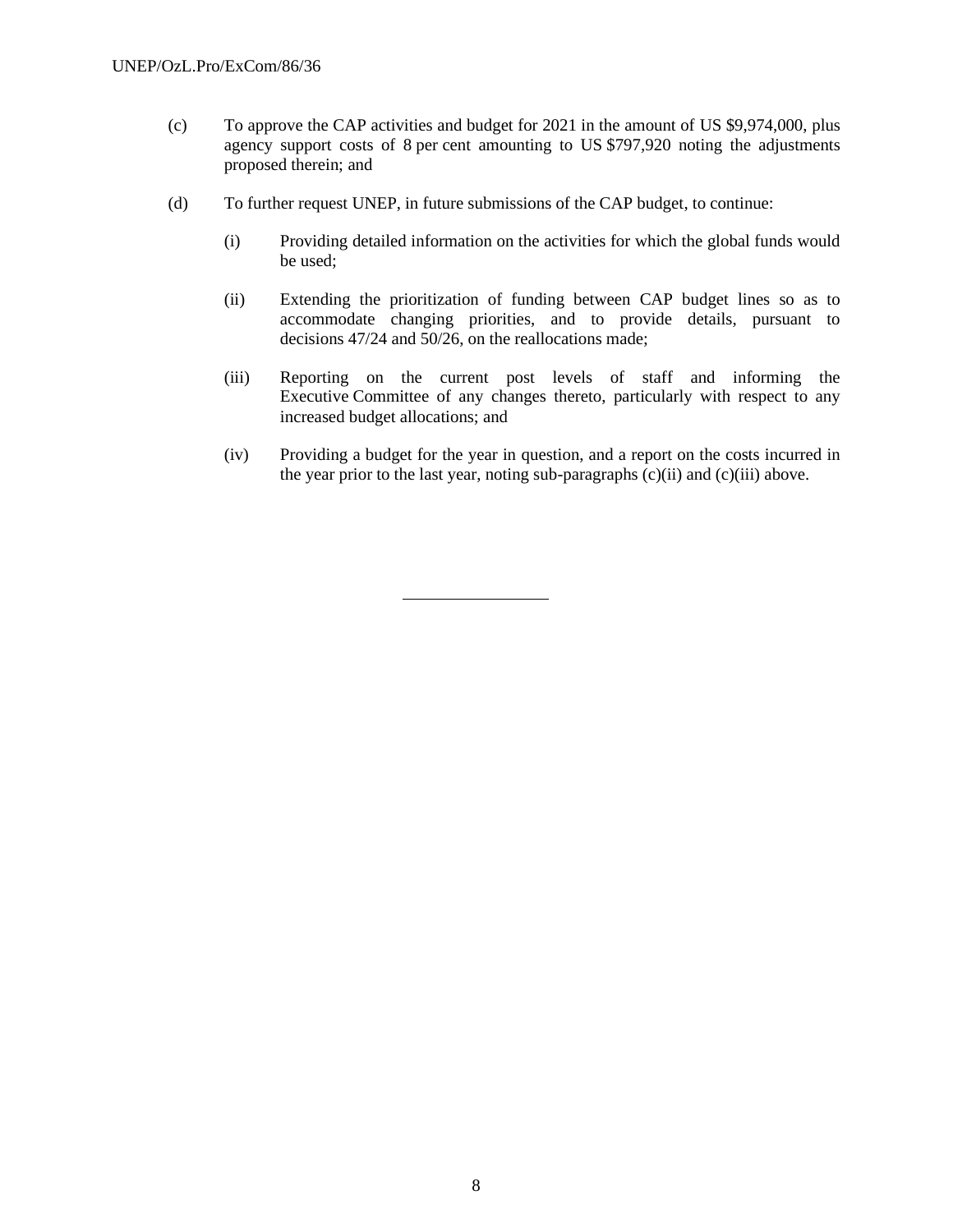(c) To approve the CAP activities and budget for 2021 in the amount of US $9,974,000, plus agency support costs of 8 per cent amounting to US $797,920 noting the adjustments proposed therein; and

(d) To further request UNEP, in future submissions of the CAP budget, to continue:

   (i) Providing detailed information on the activities for which the global funds would be used;

   (ii) Extending the prioritization of funding between CAP budget lines so as to accommodate changing priorities, and to provide details, pursuant to decisions 47/24 and 50/26, on the reallocations made;

   (iii) Reporting on the current post levels of staff and informing the Executive Committee of any changes thereto, particularly with respect to any increased budget allocations; and

   (iv) Providing a budget for the year in question, and a report on the costs incurred in the year prior to the last year, noting sub-paragraphs (c)(ii) and (c)(iii) above.